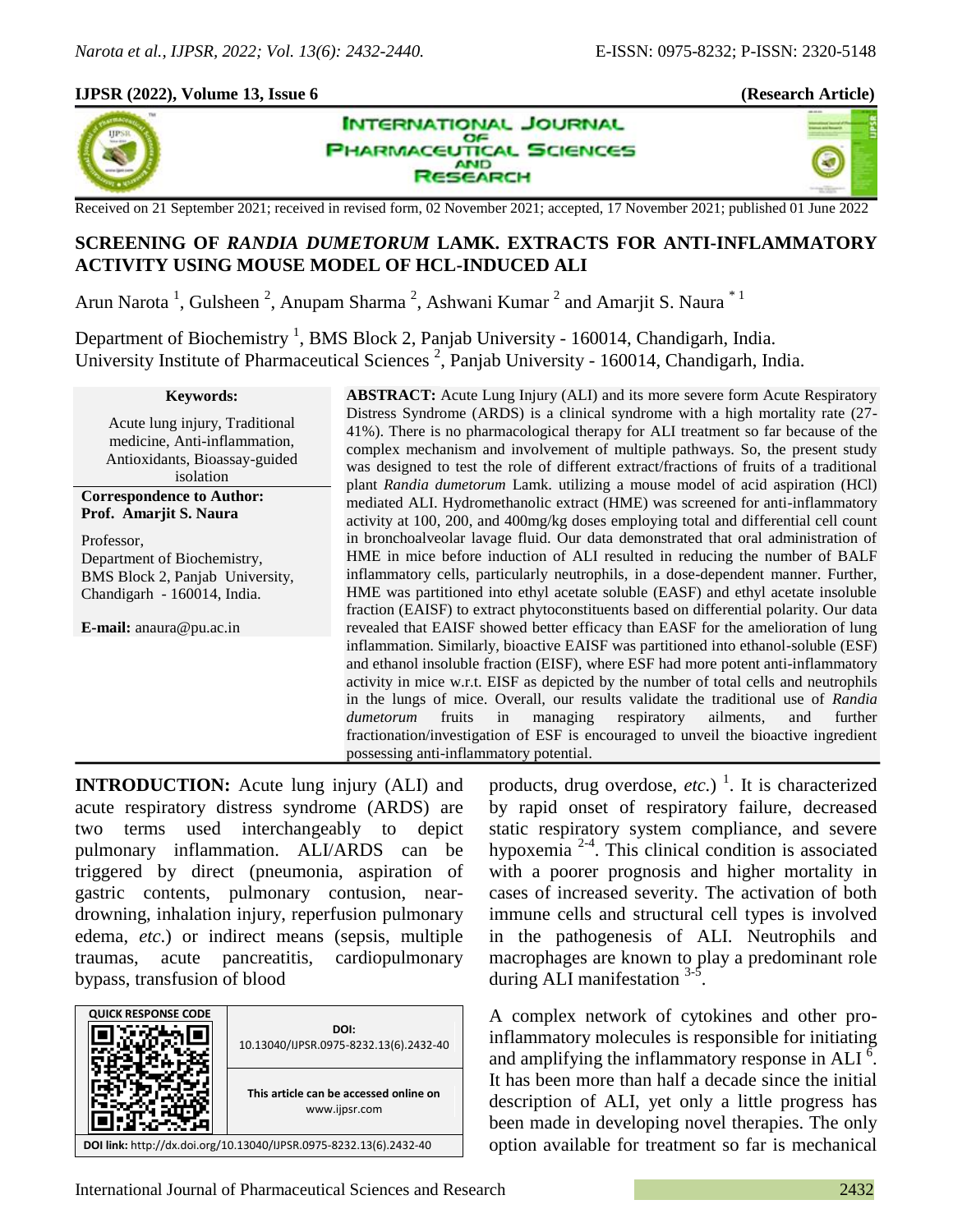**IJPSR (2022), Volume 13, Issue 6** **(Research Article)**

Received on 21 September 2021; received in revised form, 02 November 2021; accepted, 17 November 2021; published 01 June 2022

# SCREENING OF *RANDIA DUMETORUM* LAMK. EXTRACTS FOR ANTI-INFLAMMATORY ACTIVITY USING MOUSE MODEL OF HCL-INDUCED ALI

Arun Narota [1], Gulsheen [2], Anupam Sharma [2], Ashwani Kumar [2] and Amarjit S. Naura [* 1]

Department of Biochemistry [1], BMS Block 2, Panjab University - 160014, Chandigarh, India.
University Institute of Pharmaceutical Sciences [2], Panjab University - 160014, Chandigarh, India.

**Keywords:**

Acute lung injury, Traditional medicine, Anti-inflammation, Antioxidants, Bioassay-guided isolation

**Correspondence to Author:**
**Prof. Amarjit S. Naura**

Professor,
Department of Biochemistry,
BMS Block 2, Panjab University,
Chandigarh - 160014, India.

**E-mail:** anaura@pu.ac.in

**ABSTRACT:** Acute Lung Injury (ALI) and its more severe form Acute Respiratory Distress Syndrome (ARDS) is a clinical syndrome with a high mortality rate (27-41%). There is no pharmacological therapy for ALI treatment so far because of the complex mechanism and involvement of multiple pathways. So, the present study was designed to test the role of different extract/fractions of fruits of a traditional plant *Randia dumetorum* Lamk. utilizing a mouse model of acid aspiration (HCl) mediated ALI. Hydromethanolic extract (HME) was screened for anti-inflammatory activity at 100, 200, and 400mg/kg doses employing total and differential cell count in bronchoalveolar lavage fluid. Our data demonstrated that oral administration of HME in mice before induction of ALI resulted in reducing the number of BALF inflammatory cells, particularly neutrophils, in a dose-dependent manner. Further, HME was partitioned into ethyl acetate soluble (EASF) and ethyl acetate insoluble fraction (EAISF) to extract phytoconstituents based on differential polarity. Our data revealed that EAISF showed better efficacy than EASF for the amelioration of lung inflammation. Similarly, bioactive EAISF was partitioned into ethanol-soluble (ESF) and ethanol insoluble fraction (EISF), where ESF had more potent anti-inflammatory activity in mice w.r.t. EISF as depicted by the number of total cells and neutrophils in the lungs of mice. Overall, our results validate the traditional use of *Randia dumetorum* fruits in managing respiratory ailments, and further fractionation/investigation of ESF is encouraged to unveil the bioactive ingredient possessing anti-inflammatory potential.

**INTRODUCTION:** Acute lung injury (ALI) and acute respiratory distress syndrome (ARDS) are two terms used interchangeably to depict pulmonary inflammation. ALI/ARDS can be triggered by direct (pneumonia, aspiration of gastric contents, pulmonary contusion, near-drowning, inhalation injury, reperfusion pulmonary edema, *etc.*) or indirect means (sepsis, multiple traumas, acute pancreatitis, cardiopulmonary bypass, transfusion of blood products, drug overdose, *etc.*) [1]. It is characterized by rapid onset of respiratory failure, decreased static respiratory system compliance, and severe hypoxemia [2-4]. This clinical condition is associated with a poorer prognosis and higher mortality in cases of increased severity. The activation of both immune cells and structural cell types is involved in the pathogenesis of ALI. Neutrophils and macrophages are known to play a predominant role during ALI manifestation [3-5].

| QUICK RESPONSE CODE | DOI: 10.13040/IJPSR.0975-8232.13(6).2432-40 |
| --- | --- |
| | This article can be accessed online on www.ijpsr.com |
| DOI link: http://dx.doi.org/10.13040/IJPSR.0975-8232.13(6).2432-40 | |

A complex network of cytokines and other pro-inflammatory molecules is responsible for initiating and amplifying the inflammatory response in ALI [6]. It has been more than half a decade since the initial description of ALI, yet only a little progress has been made in developing novel therapies. The only option available for treatment so far is mechanical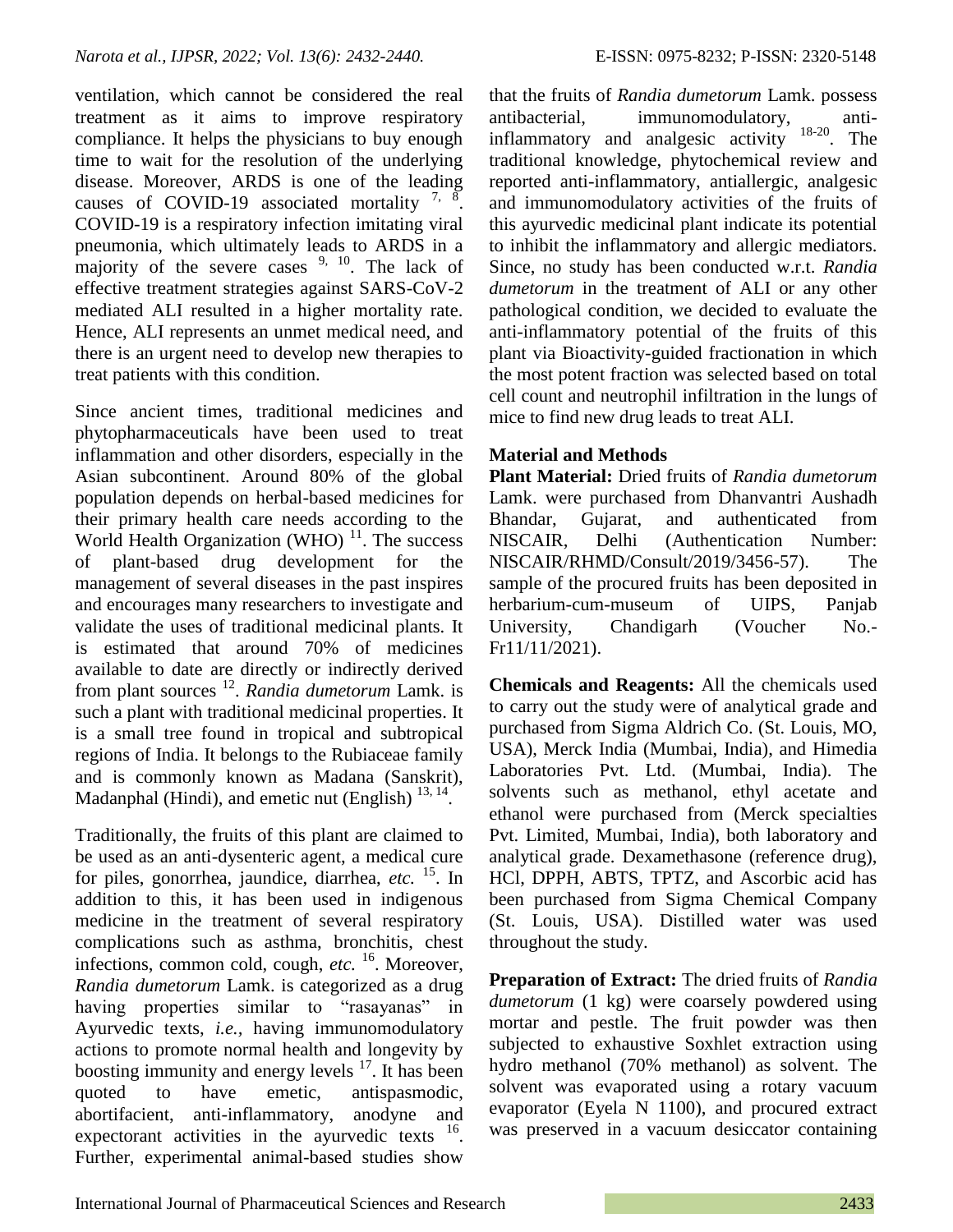ventilation, which cannot be considered the real treatment as it aims to improve respiratory compliance. It helps the physicians to buy enough time to wait for the resolution of the underlying disease. Moreover, ARDS is one of the leading causes of COVID-19 associated mortality [7, 8]. COVID-19 is a respiratory infection imitating viral pneumonia, which ultimately leads to ARDS in a majority of the severe cases [9, 10]. The lack of effective treatment strategies against SARS-CoV-2 mediated ALI resulted in a higher mortality rate. Hence, ALI represents an unmet medical need, and there is an urgent need to develop new therapies to treat patients with this condition.

Since ancient times, traditional medicines and phytopharmaceuticals have been used to treat inflammation and other disorders, especially in the Asian subcontinent. Around 80% of the global population depends on herbal-based medicines for their primary health care needs according to the World Health Organization (WHO) [11]. The success of plant-based drug development for the management of several diseases in the past inspires and encourages many researchers to investigate and validate the uses of traditional medicinal plants. It is estimated that around 70% of medicines available to date are directly or indirectly derived from plant sources [12]. *Randia dumetorum* Lamk. is such a plant with traditional medicinal properties. It is a small tree found in tropical and subtropical regions of India. It belongs to the Rubiaceae family and is commonly known as Madana (Sanskrit), Madanphal (Hindi), and emetic nut (English) [13, 14].

Traditionally, the fruits of this plant are claimed to be used as an anti-dysenteric agent, a medical cure for piles, gonorrhea, jaundice, diarrhea, *etc.* [15]. In addition to this, it has been used in indigenous medicine in the treatment of several respiratory complications such as asthma, bronchitis, chest infections, common cold, cough, *etc.* [16]. Moreover, *Randia dumetorum* Lamk. is categorized as a drug having properties similar to "rasayanas" in Ayurvedic texts, *i.e.*, having immunomodulatory actions to promote normal health and longevity by boosting immunity and energy levels [17]. It has been quoted to have emetic, antispasmodic, abortifacient, anti-inflammatory, anodyne and expectorant activities in the ayurvedic texts [16]. Further, experimental animal-based studies show that the fruits of *Randia dumetorum* Lamk. possess antibacterial, immunomodulatory, anti-inflammatory and analgesic activity [18-20]. The traditional knowledge, phytochemical review and reported anti-inflammatory, antiallergic, analgesic and immunomodulatory activities of the fruits of this ayurvedic medicinal plant indicate its potential to inhibit the inflammatory and allergic mediators. Since, no study has been conducted w.r.t. *Randia dumetorum* in the treatment of ALI or any other pathological condition, we decided to evaluate the anti-inflammatory potential of the fruits of this plant via Bioactivity-guided fractionation in which the most potent fraction was selected based on total cell count and neutrophil infiltration in the lungs of mice to find new drug leads to treat ALI.

## Material and Methods

**Plant Material:** Dried fruits of *Randia dumetorum* Lamk. were purchased from Dhanvantri Aushadh Bhandar, Gujarat, and authenticated from NISCAIR, Delhi (Authentication Number: NISCAIR/RHMD/Consult/2019/3456-57). The sample of the procured fruits has been deposited in herbarium-cum-museum of UIPS, Panjab University, Chandigarh (Voucher No.- Fr11/11/2021).

**Chemicals and Reagents:** All the chemicals used to carry out the study were of analytical grade and purchased from Sigma Aldrich Co. (St. Louis, MO, USA), Merck India (Mumbai, India), and Himedia Laboratories Pvt. Ltd. (Mumbai, India). The solvents such as methanol, ethyl acetate and ethanol were purchased from (Merck specialties Pvt. Limited, Mumbai, India), both laboratory and analytical grade. Dexamethasone (reference drug), HCl, DPPH, ABTS, TPTZ, and Ascorbic acid has been purchased from Sigma Chemical Company (St. Louis, USA). Distilled water was used throughout the study.

**Preparation of Extract:** The dried fruits of *Randia dumetorum* (1 kg) were coarsely powdered using mortar and pestle. The fruit powder was then subjected to exhaustive Soxhlet extraction using hydro methanol (70% methanol) as solvent. The solvent was evaporated using a rotary vacuum evaporator (Eyela N 1100), and procured extract was preserved in a vacuum desiccator containing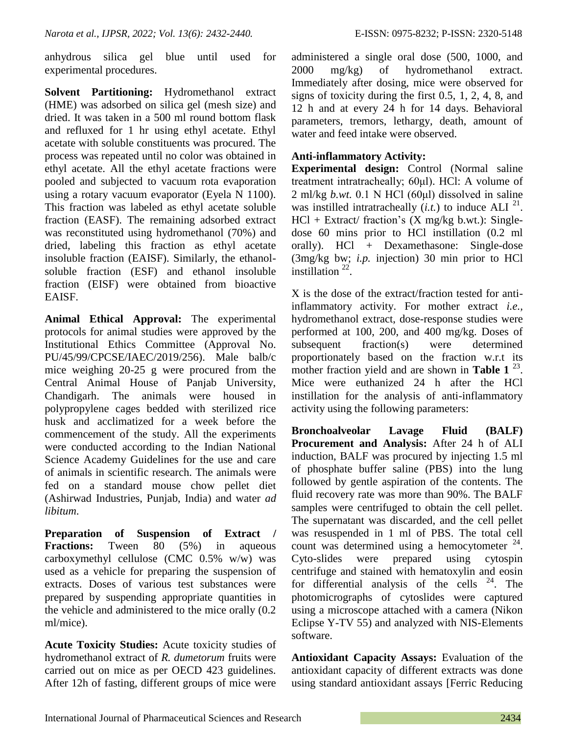anhydrous silica gel blue until used for experimental procedures.

**Solvent Partitioning:** Hydromethanol extract (HME) was adsorbed on silica gel (mesh size) and dried. It was taken in a 500 ml round bottom flask and refluxed for 1 hr using ethyl acetate. Ethyl acetate with soluble constituents was procured. The process was repeated until no color was obtained in ethyl acetate. All the ethyl acetate fractions were pooled and subjected to vacuum rota evaporation using a rotary vacuum evaporator (Eyela N 1100). This fraction was labeled as ethyl acetate soluble fraction (EASF). The remaining adsorbed extract was reconstituted using hydromethanol (70%) and dried, labeling this fraction as ethyl acetate insoluble fraction (EAISF). Similarly, the ethanol-soluble fraction (ESF) and ethanol insoluble fraction (EISF) were obtained from bioactive EAISF.

**Animal Ethical Approval:** The experimental protocols for animal studies were approved by the Institutional Ethics Committee (Approval No. PU/45/99/CPCSE/IAEC/2019/256). Male balb/c mice weighing 20-25 g were procured from the Central Animal House of Panjab University, Chandigarh. The animals were housed in polypropylene cages bedded with sterilized rice husk and acclimatized for a week before the commencement of the study. All the experiments were conducted according to the Indian National Science Academy Guidelines for the use and care of animals in scientific research. The animals were fed on a standard mouse chow pellet diet (Ashirwad Industries, Punjab, India) and water *ad libitum*.

**Preparation of Suspension of Extract / Fractions:** Tween 80 (5%) in aqueous carboxymethyl cellulose (CMC 0.5% w/w) was used as a vehicle for preparing the suspension of extracts. Doses of various test substances were prepared by suspending appropriate quantities in the vehicle and administered to the mice orally (0.2 ml/mice).

**Acute Toxicity Studies:** Acute toxicity studies of hydromethanol extract of *R. dumetorum* fruits were carried out on mice as per OECD 423 guidelines. After 12h of fasting, different groups of mice were administered a single oral dose (500, 1000, and 2000 mg/kg) of hydromethanol extract. Immediately after dosing, mice were observed for signs of toxicity during the first 0.5, 1, 2, 4, 8, and 12 h and at every 24 h for 14 days. Behavioral parameters, tremors, lethargy, death, amount of water and feed intake were observed.

**Anti-inflammatory Activity:**

**Experimental design:** Control (Normal saline treatment intratracheally; 60μl). HCl: A volume of 2 ml/kg *b.wt.* 0.1 N HCl (60μl) dissolved in saline was instilled intratracheally (*i.t.*) to induce ALI [21]. HCl + Extract/ fraction's (X mg/kg b.wt.): Single-dose 60 mins prior to HCl instillation (0.2 ml orally). HCl + Dexamethasone: Single-dose (3mg/kg bw; *i.p.* injection) 30 min prior to HCl instillation [22].

X is the dose of the extract/fraction tested for anti-inflammatory activity. For mother extract *i.e.*, hydromethanol extract, dose-response studies were performed at 100, 200, and 400 mg/kg. Doses of subsequent fraction(s) were determined proportionately based on the fraction w.r.t its mother fraction yield and are shown in **Table 1** [23]. Mice were euthanized 24 h after the HCl instillation for the analysis of anti-inflammatory activity using the following parameters:

**Bronchoalveolar Lavage Fluid (BALF) Procurement and Analysis:** After 24 h of ALI induction, BALF was procured by injecting 1.5 ml of phosphate buffer saline (PBS) into the lung followed by gentle aspiration of the contents. The fluid recovery rate was more than 90%. The BALF samples were centrifuged to obtain the cell pellet. The supernatant was discarded, and the cell pellet was resuspended in 1 ml of PBS. The total cell count was determined using a hemocytometer [24]. Cyto-slides were prepared using cytospin centrifuge and stained with hematoxylin and eosin for differential analysis of the cells [24]. The photomicrographs of cytoslides were captured using a microscope attached with a camera (Nikon Eclipse Y-TV 55) and analyzed with NIS-Elements software.

**Antioxidant Capacity Assays:** Evaluation of the antioxidant capacity of different extracts was done using standard antioxidant assays [Ferric Reducing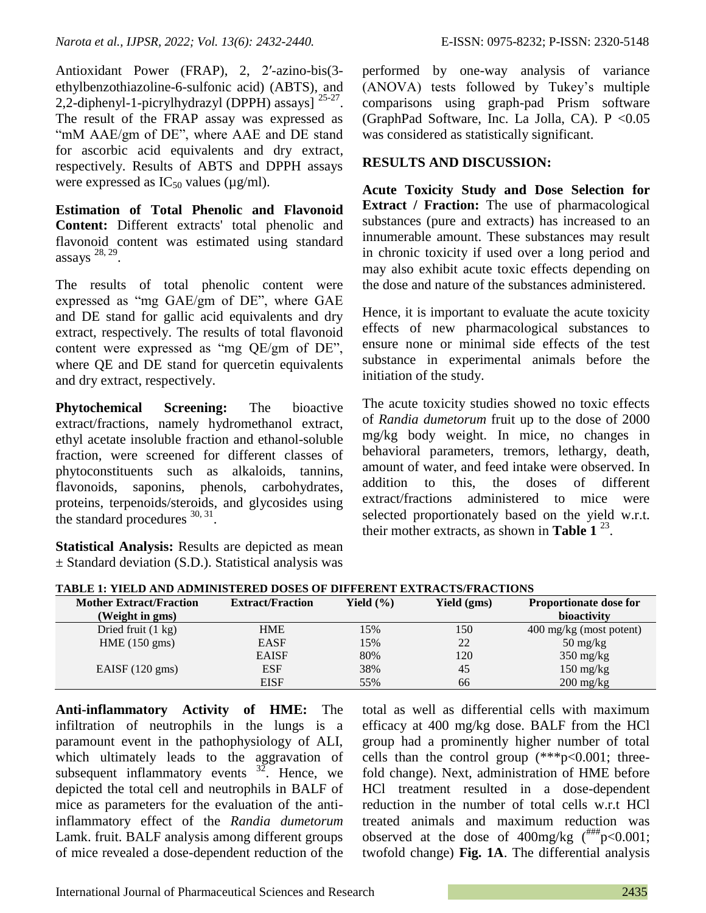Antioxidant Power (FRAP), 2, 2′-azino-bis(3-ethylbenzothiazoline-6-sulfonic acid) (ABTS), and 2,2-diphenyl-1-picrylhydrazyl (DPPH) assays] [25-27]. The result of the FRAP assay was expressed as "mM AAE/gm of DE", where AAE and DE stand for ascorbic acid equivalents and dry extract, respectively. Results of ABTS and DPPH assays were expressed as $IC_{50}$ values (µg/ml).

**Estimation of Total Phenolic and Flavonoid Content:** Different extracts' total phenolic and flavonoid content was estimated using standard assays [28, 29].

The results of total phenolic content were expressed as "mg GAE/gm of DE", where GAE and DE stand for gallic acid equivalents and dry extract, respectively. The results of total flavonoid content were expressed as "mg QE/gm of DE", where QE and DE stand for quercetin equivalents and dry extract, respectively.

**Phytochemical Screening:** The bioactive extract/fractions, namely hydromethanol extract, ethyl acetate insoluble fraction and ethanol-soluble fraction, were screened for different classes of phytoconstituents such as alkaloids, tannins, flavonoids, saponins, phenols, carbohydrates, proteins, terpenoids/steroids, and glycosides using the standard procedures [30, 31].

**Statistical Analysis:** Results are depicted as mean ± Standard deviation (S.D.). Statistical analysis was performed by one-way analysis of variance (ANOVA) tests followed by Tukey's multiple comparisons using graph-pad Prism software (GraphPad Software, Inc. La Jolla, CA). $P < 0.05$ was considered as statistically significant.

## RESULTS AND DISCUSSION:

**Acute Toxicity Study and Dose Selection for Extract / Fraction:** The use of pharmacological substances (pure and extracts) has increased to an innumerable amount. These substances may result in chronic toxicity if used over a long period and may also exhibit acute toxic effects depending on the dose and nature of the substances administered.

Hence, it is important to evaluate the acute toxicity effects of new pharmacological substances to ensure none or minimal side effects of the test substance in experimental animals before the initiation of the study.

The acute toxicity studies showed no toxic effects of *Randia dumetorum* fruit up to the dose of 2000 mg/kg body weight. In mice, no changes in behavioral parameters, tremors, lethargy, death, amount of water, and feed intake were observed. In addition to this, the doses of different extract/fractions administered to mice were selected proportionately based on the yield w.r.t. their mother extracts, as shown in **Table 1** [23].

**TABLE 1: YIELD AND ADMINISTERED DOSES OF DIFFERENT EXTRACTS/FRACTIONS**

| Mother Extract/Fraction (Weight in gms) | Extract/Fraction | Yield (%) | Yield (gms) | Proportionate dose for bioactivity |
|---|---|---|---|---|
| Dried fruit (1 kg) | HME | 15% | 150 | 400 mg/kg (most potent) |
| HME (150 gms) | EASF | 15% | 22 | 50 mg/kg |
| | EAISF | 80% | 120 | 350 mg/kg |
| EAISF (120 gms) | ESF | 38% | 45 | 150 mg/kg |
| | EISF | 55% | 66 | 200 mg/kg |

**Anti-inflammatory Activity of HME:** The infiltration of neutrophils in the lungs is a paramount event in the pathophysiology of ALI, which ultimately leads to the aggravation of subsequent inflammatory events [32]. Hence, we depicted the total cell and neutrophils in BALF of mice as parameters for the evaluation of the anti-inflammatory effect of the *Randia dumetorum* Lamk. fruit. BALF analysis among different groups of mice revealed a dose-dependent reduction of the total as well as differential cells with maximum efficacy at 400 mg/kg dose. BALF from the HCl group had a prominently higher number of total cells than the control group (***$p<0.001$; three-fold change). Next, administration of HME before HCl treatment resulted in a dose-dependent reduction in the number of total cells w.r.t HCl treated animals and maximum reduction was observed at the dose of 400mg/kg (###$p<0.001$; twofold change) **Fig. 1A**. The differential analysis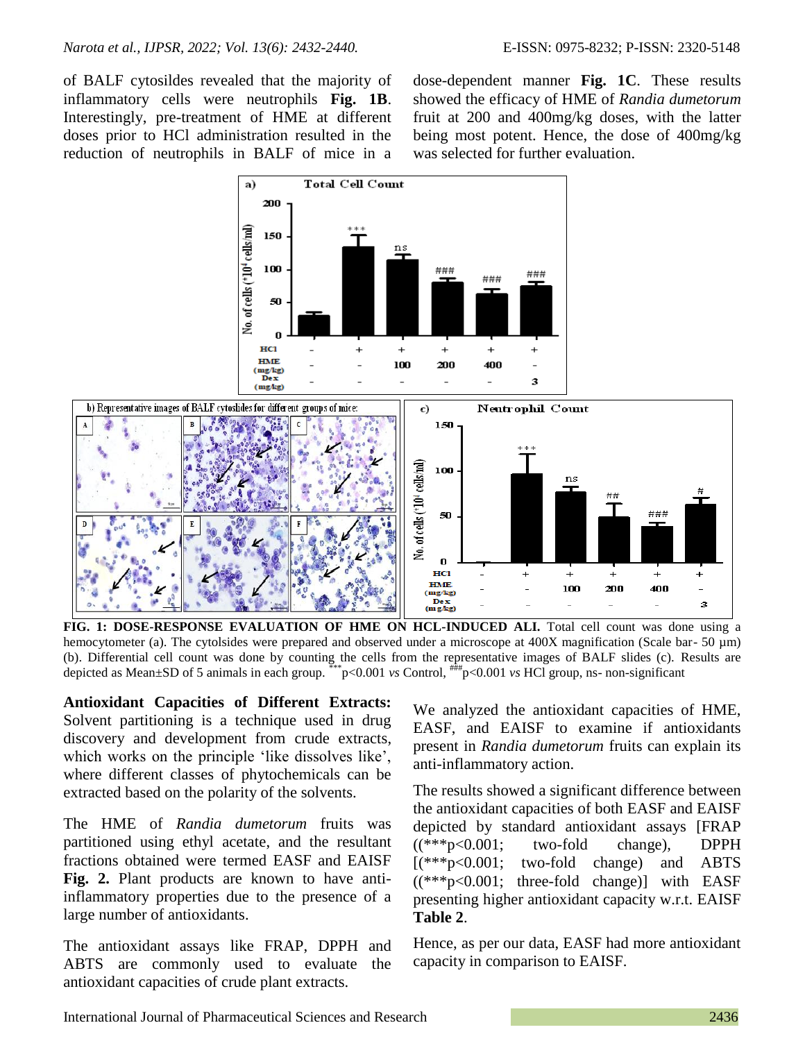of BALF cytosildes revealed that the majority of inflammatory cells were neutrophils **Fig. 1B**. Interestingly, pre-treatment of HME at different doses prior to HCl administration resulted in the reduction of neutrophils in BALF of mice in a dose-dependent manner **Fig. 1C**. These results showed the efficacy of HME of *Randia dumetorum* fruit at 200 and 400mg/kg doses, with the latter being most potent. Hence, the dose of 400mg/kg was selected for further evaluation.

**FIG. 1: DOSE-RESPONSE EVALUATION OF HME ON HCL-INDUCED ALI.** Total cell count was done using a hemocytometer (a). The cytolsides were prepared and observed under a microscope at 400X magnification (Scale bar- 50 µm) (b). Differential cell count was done by counting the cells from the representative images of BALF slides (c). Results are depicted as Mean±SD of 5 animals in each group. ***p<0.001 *vs* Control, ###p<0.001 *vs* HCl group, ns- non-significant

**Antioxidant Capacities of Different Extracts:** Solvent partitioning is a technique used in drug discovery and development from crude extracts, which works on the principle 'like dissolves like', where different classes of phytochemicals can be extracted based on the polarity of the solvents.

The HME of *Randia dumetorum* fruits was partitioned using ethyl acetate, and the resultant fractions obtained were termed EASF and EAISF **Fig. 2.** Plant products are known to have anti-inflammatory properties due to the presence of a large number of antioxidants.

The antioxidant assays like FRAP, DPPH and ABTS are commonly used to evaluate the antioxidant capacities of crude plant extracts.

We analyzed the antioxidant capacities of HME, EASF, and EAISF to examine if antioxidants present in *Randia dumetorum* fruits can explain its anti-inflammatory action.

The results showed a significant difference between the antioxidant capacities of both EASF and EAISF depicted by standard antioxidant assays [FRAP ((***p<0.001; two-fold change), DPPH [(***p<0.001; two-fold change) and ABTS ((***p<0.001; three-fold change)] with EASF presenting higher antioxidant capacity w.r.t. EAISF **Table 2**.

Hence, as per our data, EASF had more antioxidant capacity in comparison to EAISF.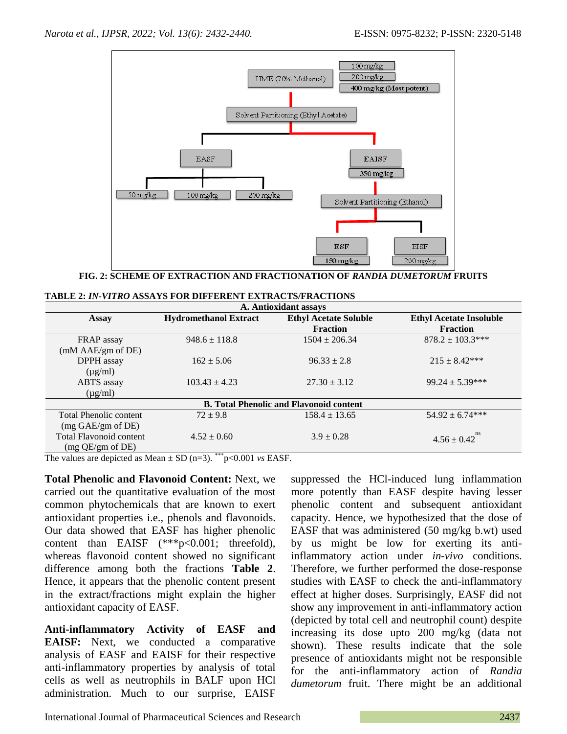FIG. 2: SCHEME OF EXTRACTION AND FRACTIONATION OF *RANDIA DUMETORUM* FRUITS

**TABLE 2: *IN-VITRO* ASSAYS FOR DIFFERENT EXTRACTS/FRACTIONS**

| Assay | Hydromethanol Extract | Ethyl Acetate Soluble Fraction | Ethyl Acetate Insoluble Fraction |
|---|---|---|---|
| **A. Antioxidant assays** | | | |
| FRAP assay (mM AAE/gm of DE) | 948.6 ± 118.8 | 1504 ± 206.34 | 878.2 ± 103.3*** |
| DPPH assay (µg/ml) | 162 ± 5.06 | 96.33 ± 2.8 | 215 ± 8.42*** |
| ABTS assay (µg/ml) | 103.43 ± 4.23 | 27.30 ± 3.12 | 99.24 ± 5.39*** |
| **B. Total Phenolic and Flavonoid content** | | | |
| Total Phenolic content (mg GAE/gm of DE) | 72 ± 9.8 | 158.4 ± 13.65 | 54.92 ± 6.74*** |
| Total Flavonoid content (mg QE/gm of DE) | 4.52 ± 0.60 | 3.9 ± 0.28 | 4.56 ± 0.42 ns |

The values are depicted as Mean ± SD (n=3). ***p<0.001 *vs* EASF.

**Total Phenolic and Flavonoid Content:** Next, we carried out the quantitative evaluation of the most common phytochemicals that are known to exert antioxidant properties i.e., phenols and flavonoids. Our data showed that EASF has higher phenolic content than EAISF (***p<0.001; threefold), whereas flavonoid content showed no significant difference among both the fractions **Table 2**. Hence, it appears that the phenolic content present in the extract/fractions might explain the higher antioxidant capacity of EASF.

**Anti-inflammatory Activity of EASF and EAISF:** Next, we conducted a comparative analysis of EASF and EAISF for their respective anti-inflammatory properties by analysis of total cells as well as neutrophils in BALF upon HCl administration. Much to our surprise, EAISF suppressed the HCl-induced lung inflammation more potently than EASF despite having lesser phenolic content and subsequent antioxidant capacity. Hence, we hypothesized that the dose of EASF that was administered (50 mg/kg b.wt) used by us might be low for exerting its anti-inflammatory action under *in-vivo* conditions. Therefore, we further performed the dose-response studies with EASF to check the anti-inflammatory effect at higher doses. Surprisingly, EASF did not show any improvement in anti-inflammatory action (depicted by total cell and neutrophil count) despite increasing its dose upto 200 mg/kg (data not shown). These results indicate that the sole presence of antioxidants might not be responsible for the anti-inflammatory action of *Randia dumetorum* fruit. There might be an additional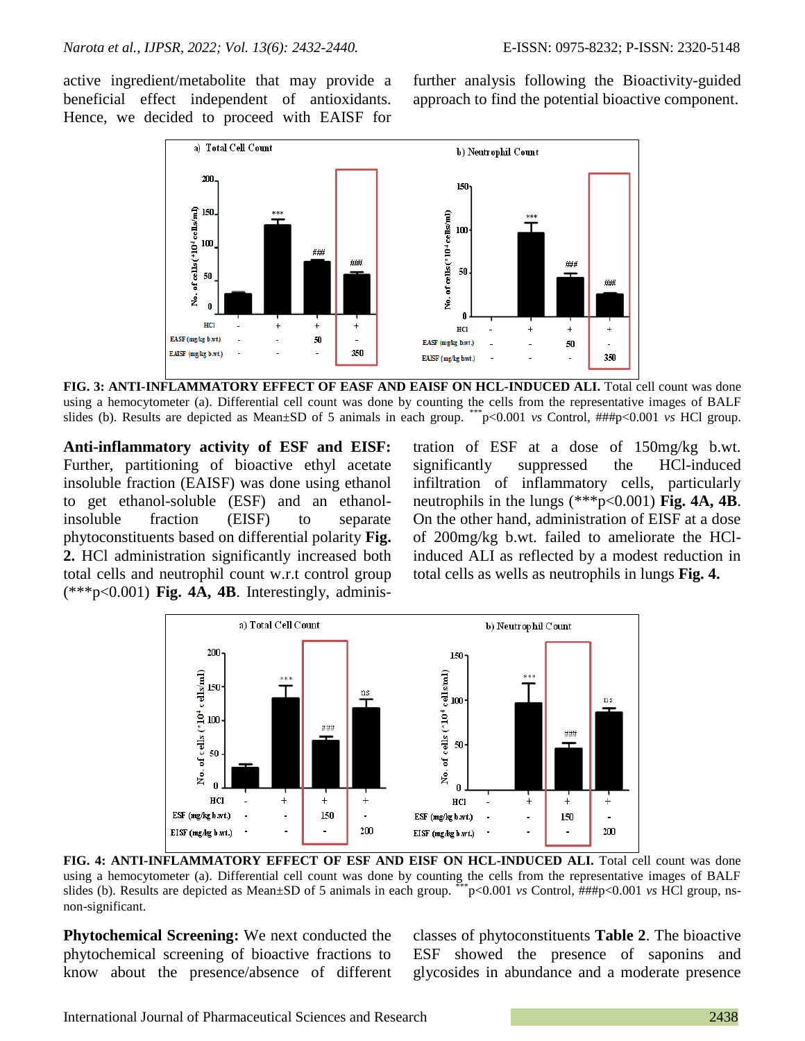active ingredient/metabolite that may provide a beneficial effect independent of antioxidants. Hence, we decided to proceed with EAISF for further analysis following the Bioactivity-guided approach to find the potential bioactive component.

**FIG. 3: ANTI-INFLAMMATORY EFFECT OF EASF AND EAISF ON HCL-INDUCED ALI.** Total cell count was done using a hemocytometer (a). Differential cell count was done by counting the cells from the representative images of BALF slides (b). Results are depicted as Mean±SD of 5 animals in each group. ***p<0.001 *vs* Control, ###p<0.001 *vs* HCl group.

**Anti-inflammatory activity of ESF and EISF:** Further, partitioning of bioactive ethyl acetate insoluble fraction (EAISF) was done using ethanol to get ethanol-soluble (ESF) and an ethanol-insoluble fraction (EISF) to separate phytoconstituents based on differential polarity **Fig. 2.** HCl administration significantly increased both total cells and neutrophil count w.r.t control group (***p<0.001) **Fig. 4A, 4B**. Interestingly, administration of ESF at a dose of 150mg/kg b.wt. significantly suppressed the HCl-induced infiltration of inflammatory cells, particularly neutrophils in the lungs (***p<0.001) **Fig. 4A, 4B**. On the other hand, administration of EISF at a dose of 200mg/kg b.wt. failed to ameliorate the HCl-induced ALI as reflected by a modest reduction in total cells as wells as neutrophils in lungs **Fig. 4.**

**FIG. 4: ANTI-INFLAMMATORY EFFECT OF ESF AND EISF ON HCL-INDUCED ALI.** Total cell count was done using a hemocytometer (a). Differential cell count was done by counting the cells from the representative images of BALF slides (b). Results are depicted as Mean±SD of 5 animals in each group. ***p<0.001 *vs* Control, ###p<0.001 *vs* HCl group, ns-non-significant.

**Phytochemical Screening:** We next conducted the phytochemical screening of bioactive fractions to know about the presence/absence of different classes of phytoconstituents **Table 2**. The bioactive ESF showed the presence of saponins and glycosides in abundance and a moderate presence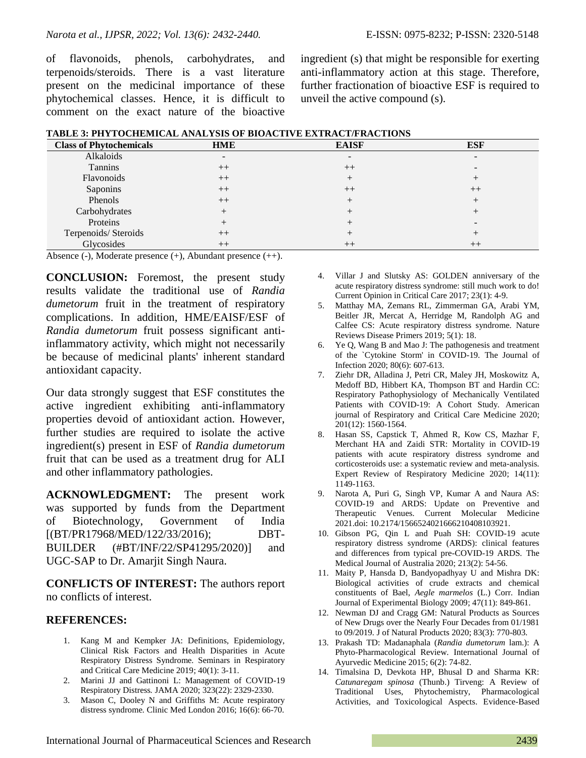of flavonoids, phenols, carbohydrates, and terpenoids/steroids. There is a vast literature present on the medicinal importance of these phytochemical classes. Hence, it is difficult to comment on the exact nature of the bioactive ingredient (s) that might be responsible for exerting anti-inflammatory action at this stage. Therefore, further fractionation of bioactive ESF is required to unveil the active compound (s).

**TABLE 3: PHYTOCHEMICAL ANALYSIS OF BIOACTIVE EXTRACT/FRACTIONS**

| Class of Phytochemicals | HME | EAISF | ESF |
|---|---|---|---|
| Alkaloids | - | - | - |
| Tannins | ++ | ++ | - |
| Flavonoids | ++ | + | + |
| Saponins | ++ | ++ | ++ |
| Phenols | ++ | + | + |
| Carbohydrates | + | + | + |
| Proteins | + | + | - |
| Terpenoids/ Steroids | ++ | + | + |
| Glycosides | ++ | ++ | ++ |

Absence (-), Moderate presence (+), Abundant presence (++).

**CONCLUSION:** Foremost, the present study results validate the traditional use of *Randia dumetorum* fruit in the treatment of respiratory complications. In addition, HME/EAISF/ESF of *Randia dumetorum* fruit possess significant anti-inflammatory activity, which might not necessarily be because of medicinal plants' inherent standard antioxidant capacity.

Our data strongly suggest that ESF constitutes the active ingredient exhibiting anti-inflammatory properties devoid of antioxidant action. However, further studies are required to isolate the active ingredient(s) present in ESF of *Randia dumetorum* fruit that can be used as a treatment drug for ALI and other inflammatory pathologies.

**ACKNOWLEDGMENT:** The present work was supported by funds from the Department of Biotechnology, Government of India [(BT/PR17968/MED/122/33/2016); DBT-BUILDER (#BT/INF/22/SP41295/2020)] and UGC-SAP to Dr. Amarjit Singh Naura.

**CONFLICTS OF INTEREST:** The authors report no conflicts of interest.

## REFERENCES:

1. Kang M and Kempker JA: Definitions, Epidemiology, Clinical Risk Factors and Health Disparities in Acute Respiratory Distress Syndrome. Seminars in Respiratory and Critical Care Medicine 2019; 40(1): 3-11.
2. Marini JJ and Gattinoni L: Management of COVID-19 Respiratory Distress. JAMA 2020; 323(22): 2329-2330.
3. Mason C, Dooley N and Griffiths M: Acute respiratory distress syndrome. Clinic Med London 2016; 16(6): 66-70.
4. Villar J and Slutsky AS: GOLDEN anniversary of the acute respiratory distress syndrome: still much work to do! Current Opinion in Critical Care 2017; 23(1): 4-9.
5. Matthay MA, Zemans RL, Zimmerman GA, Arabi YM, Beitler JR, Mercat A, Herridge M, Randolph AG and Calfee CS: Acute respiratory distress syndrome. Nature Reviews Disease Primers 2019; 5(1): 18.
6. Ye Q, Wang B and Mao J: The pathogenesis and treatment of the `Cytokine Storm' in COVID-19. The Journal of Infection 2020; 80(6): 607-613.
7. Ziehr DR, Alladina J, Petri CR, Maley JH, Moskowitz A, Medoff BD, Hibbert KA, Thompson BT and Hardin CC: Respiratory Pathophysiology of Mechanically Ventilated Patients with COVID-19: A Cohort Study. American journal of Respiratory and Critical Care Medicine 2020; 201(12): 1560-1564.
8. Hasan SS, Capstick T, Ahmed R, Kow CS, Mazhar F, Merchant HA and Zaidi STR: Mortality in COVID-19 patients with acute respiratory distress syndrome and corticosteroids use: a systematic review and meta-analysis. Expert Review of Respiratory Medicine 2020; 14(11): 1149-1163.
9. Narota A, Puri G, Singh VP, Kumar A and Naura AS: COVID-19 and ARDS: Update on Preventive and Therapeutic Venues. Current Molecular Medicine 2021.doi: 10.2174/1566524021666210408103921.
10. Gibson PG, Qin L and Puah SH: COVID-19 acute respiratory distress syndrome (ARDS): clinical features and differences from typical pre-COVID-19 ARDS. The Medical Journal of Australia 2020; 213(2): 54-56.
11. Maity P, Hansda D, Bandyopadhyay U and Mishra DK: Biological activities of crude extracts and chemical constituents of Bael, *Aegle marmelos* (L.) Corr. Indian Journal of Experimental Biology 2009; 47(11): 849-861.
12. Newman DJ and Cragg GM: Natural Products as Sources of New Drugs over the Nearly Four Decades from 01/1981 to 09/2019. J of Natural Products 2020; 83(3): 770-803.
13. Prakash TD: Madanaphala (*Randia dumetorum* lam.): A Phyto-Pharmacological Review. International Journal of Ayurvedic Medicine 2015; 6(2): 74-82.
14. Timalsina D, Devkota HP, Bhusal D and Sharma KR: *Catunaregam spinosa* (Thunb.) Tirveng: A Review of Traditional Uses, Phytochemistry, Pharmacological Activities, and Toxicological Aspects. Evidence-Based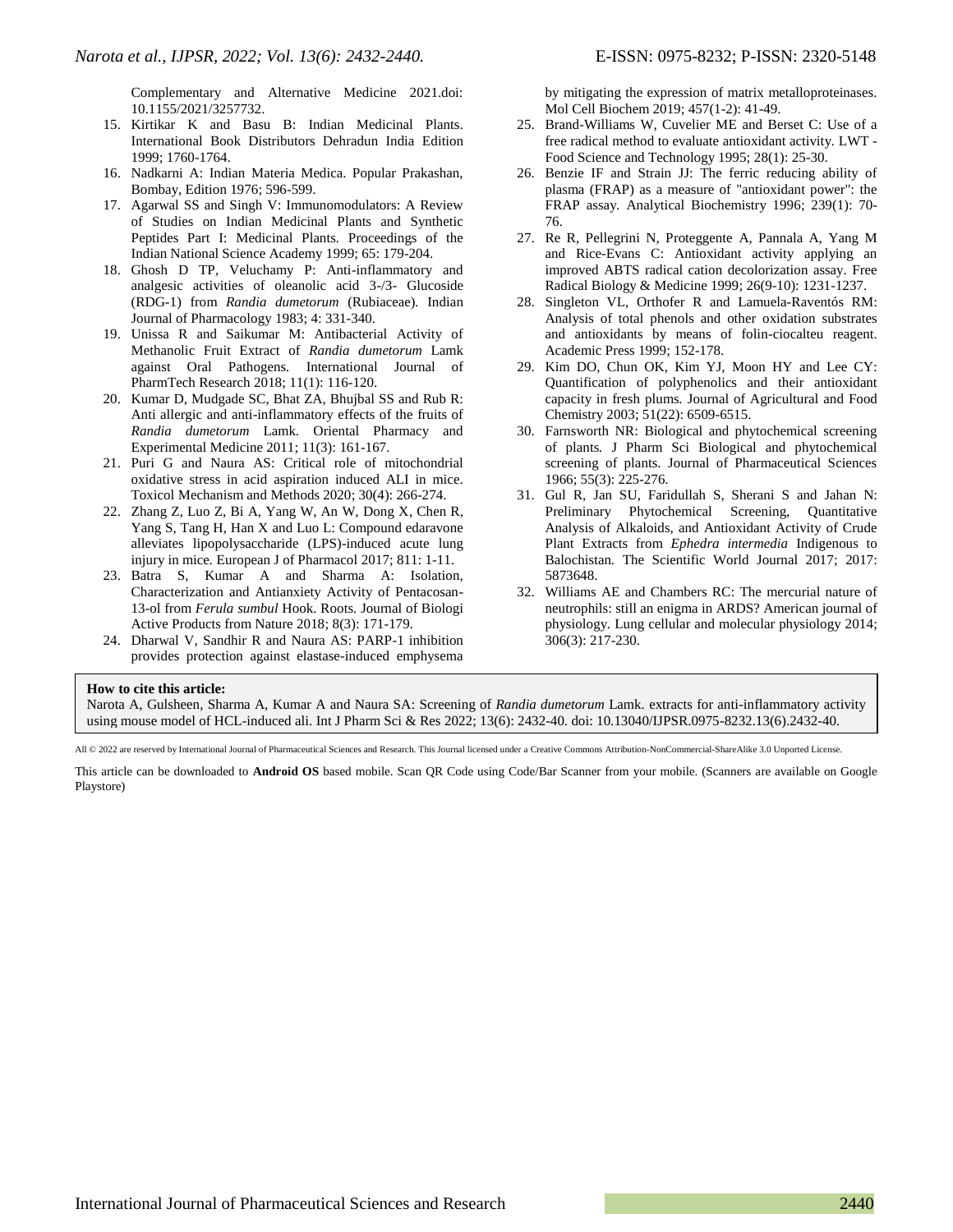Complementary and Alternative Medicine 2021.doi: 10.1155/2021/3257732.

15. Kirtikar K and Basu B: Indian Medicinal Plants. International Book Distributors Dehradun India Edition 1999; 1760-1764.
16. Nadkarni A: Indian Materia Medica. Popular Prakashan, Bombay, Edition 1976; 596-599.
17. Agarwal SS and Singh V: Immunomodulators: A Review of Studies on Indian Medicinal Plants and Synthetic Peptides Part I: Medicinal Plants. Proceedings of the Indian National Science Academy 1999; 65: 179-204.
18. Ghosh D TP, Veluchamy P: Anti-inflammatory and analgesic activities of oleanolic acid 3-/3- Glucoside (RDG-1) from *Randia dumetorum* (Rubiaceae). Indian Journal of Pharmacology 1983; 4: 331-340.
19. Unissa R and Saikumar M: Antibacterial Activity of Methanolic Fruit Extract of *Randia dumetorum* Lamk against Oral Pathogens. International Journal of PharmTech Research 2018; 11(1): 116-120.
20. Kumar D, Mudgade SC, Bhat ZA, Bhujbal SS and Rub R: Anti allergic and anti-inflammatory effects of the fruits of *Randia dumetorum* Lamk. Oriental Pharmacy and Experimental Medicine 2011; 11(3): 161-167.
21. Puri G and Naura AS: Critical role of mitochondrial oxidative stress in acid aspiration induced ALI in mice. Toxicol Mechanism and Methods 2020; 30(4): 266-274.
22. Zhang Z, Luo Z, Bi A, Yang W, An W, Dong X, Chen R, Yang S, Tang H, Han X and Luo L: Compound edaravone alleviates lipopolysaccharide (LPS)-induced acute lung injury in mice. European J of Pharmacol 2017; 811: 1-11.
23. Batra S, Kumar A and Sharma A: Isolation, Characterization and Antianxiety Activity of Pentacosan-13-ol from *Ferula sumbul* Hook. Roots. Journal of Biologi Active Products from Nature 2018; 8(3): 171-179.
24. Dharwal V, Sandhir R and Naura AS: PARP-1 inhibition provides protection against elastase-induced emphysema by mitigating the expression of matrix metalloproteinases. Mol Cell Biochem 2019; 457(1-2): 41-49.
25. Brand-Williams W, Cuvelier ME and Berset C: Use of a free radical method to evaluate antioxidant activity. LWT - Food Science and Technology 1995; 28(1): 25-30.
26. Benzie IF and Strain JJ: The ferric reducing ability of plasma (FRAP) as a measure of "antioxidant power": the FRAP assay. Analytical Biochemistry 1996; 239(1): 70-76.
27. Re R, Pellegrini N, Proteggente A, Pannala A, Yang M and Rice-Evans C: Antioxidant activity applying an improved ABTS radical cation decolorization assay. Free Radical Biology & Medicine 1999; 26(9-10): 1231-1237.
28. Singleton VL, Orthofer R and Lamuela-Raventós RM: Analysis of total phenols and other oxidation substrates and antioxidants by means of folin-ciocalteu reagent. Academic Press 1999; 152-178.
29. Kim DO, Chun OK, Kim YJ, Moon HY and Lee CY: Quantification of polyphenolics and their antioxidant capacity in fresh plums. Journal of Agricultural and Food Chemistry 2003; 51(22): 6509-6515.
30. Farnsworth NR: Biological and phytochemical screening of plants. J Pharm Sci Biological and phytochemical screening of plants. Journal of Pharmaceutical Sciences 1966; 55(3): 225-276.
31. Gul R, Jan SU, Faridullah S, Sherani S and Jahan N: Preliminary Phytochemical Screening, Quantitative Analysis of Alkaloids, and Antioxidant Activity of Crude Plant Extracts from *Ephedra intermedia* Indigenous to Balochistan. The Scientific World Journal 2017; 2017: 5873648.
32. Williams AE and Chambers RC: The mercurial nature of neutrophils: still an enigma in ARDS? American journal of physiology. Lung cellular and molecular physiology 2014; 306(3): 217-230.

**How to cite this article:**

Narota A, Gulsheen, Sharma A, Kumar A and Naura SA: Screening of *Randia dumetorum* Lamk. extracts for anti-inflammatory activity using mouse model of HCL-induced ali. Int J Pharm Sci & Res 2022; 13(6): 2432-40. doi: 10.13040/IJPSR.0975-8232.13(6).2432-40.

All © 2022 are reserved by International Journal of Pharmaceutical Sciences and Research. This Journal licensed under a Creative Commons Attribution-NonCommercial-ShareAlike 3.0 Unported License.

This article can be downloaded to **Android OS** based mobile. Scan QR Code using Code/Bar Scanner from your mobile. (Scanners are available on Google Playstore)